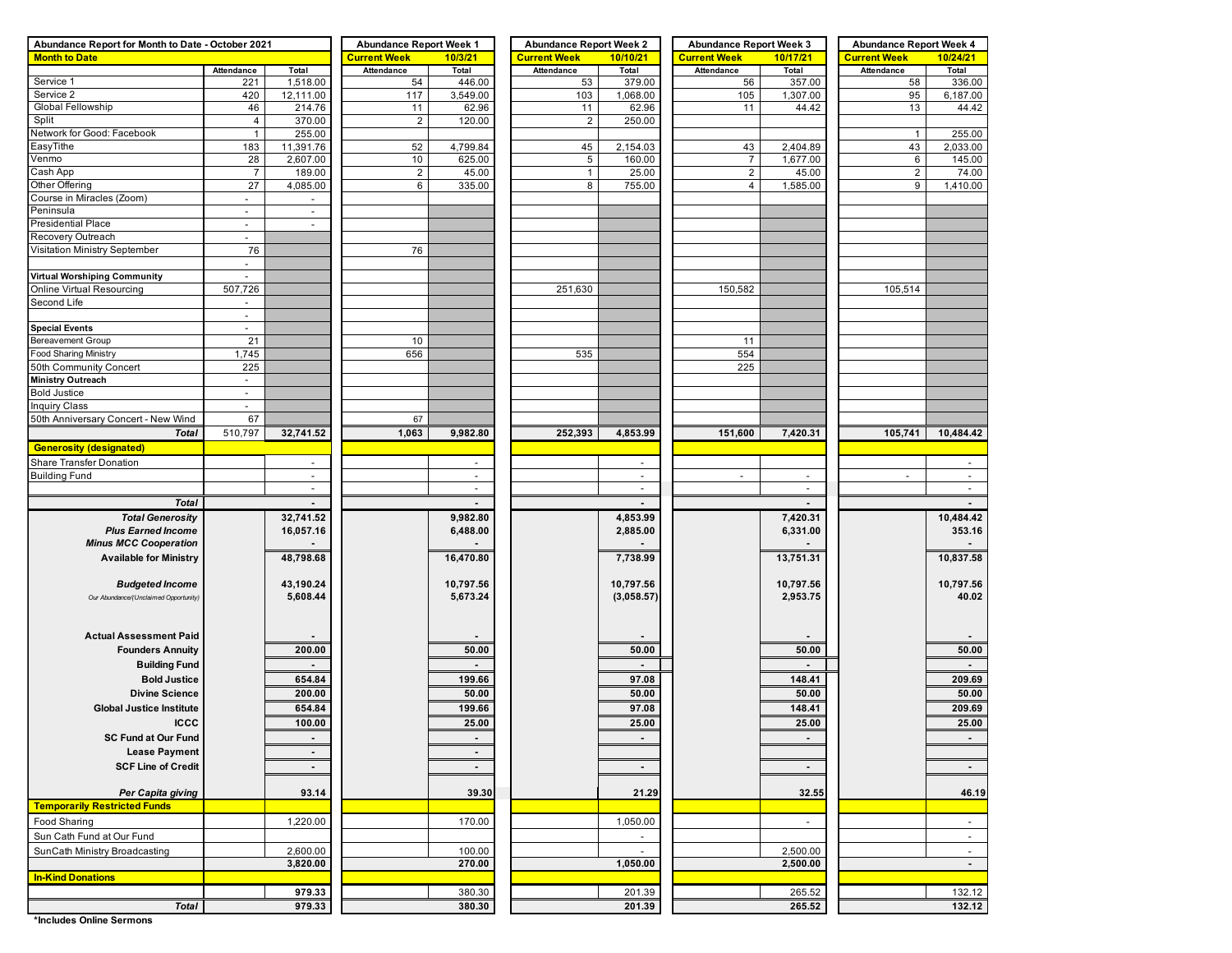| Abundance Report for Month to Date - October 2021 | | | Abundance Report Week 1 | | Abundance Report Week 2 | | Abundance Report Week 3 | | Abundance Report Week 4 | |
|---|---|---|---|---|---|---|---|---|---|---|
| **Month to Date** | | | **Current Week** | **10/3/21** | **Current Week** | **10/10/21** | **Current Week** | **10/17/21** | **Current Week** | **10/24/21** |
| | Attendance | Total | Attendance | Total | Attendance | Total | Attendance | Total | Attendance | Total |
| Service 1 | 221 | 1,518.00 | 54 | 446.00 | 53 | 379.00 | 56 | 357.00 | 58 | 336.00 |
| Service 2 | 420 | 12,111.00 | 117 | 3,549.00 | 103 | 1,068.00 | 105 | 1,307.00 | 95 | 6,187.00 |
| Global Fellowship | 46 | 214.76 | 11 | 62.96 | 11 | 62.96 | 11 | 44.42 | 13 | 44.42 |
| Split | 4 | 370.00 | 2 | 120.00 | 2 | 250.00 | | | | |
| Network for Good: Facebook | 1 | 255.00 | | | | | | | 1 | 255.00 |
| EasyTithe | 183 | 11,391.76 | 52 | 4,799.84 | 45 | 2,154.03 | 43 | 2,404.89 | 43 | 2,033.00 |
| Venmo | 28 | 2,607.00 | 10 | 625.00 | 5 | 160.00 | 7 | 1,677.00 | 6 | 145.00 |
| Cash App | 7 | 189.00 | 2 | 45.00 | 1 | 25.00 | 2 | 45.00 | 2 | 74.00 |
| Other Offering | 27 | 4,085.00 | 6 | 335.00 | 8 | 755.00 | 4 | 1,585.00 | 9 | 1,410.00 |
| Course in Miracles (Zoom) | - | - | | | | | | | | |
| Peninsula | - | - | | | | | | | | |
| Presidential Place | - | - | | | | | | | | |
| Recovery Outreach | - | | | | | | | | | |
| Visitation Ministry September | 76 | | 76 | | | | | | | |
| | - | | | | | | | | | |
| **Virtual Worshiping Community** | - | | | | | | | | | |
| Online Virtual Resourcing | 507,726 | | | | 251,630 | | 150,582 | | 105,514 | |
| Second Life | - | | | | | | | | | |
| | - | | | | | | | | | |
| **Special Events** | - | | | | | | | | | |
| Bereavement Group | 21 | | 10 | | | | 11 | | | |
| Food Sharing Ministry | 1,745 | | 656 | | 535 | | 554 | | | |
| 50th Community Concert | 225 | | | | | | 225 | | | |
| **Ministry Outreach** | - | | | | | | | | | |
| Bold Justice | - | | | | | | | | | |
| Inquiry Class | - | | | | | | | | | |
| 50th Anniversary Concert - New Wind | 67 | | 67 | | | | | | | |
| ***Total*** | 510,797 | **32,741.52** | **1,063** | **9,982.80** | **252,393** | **4,853.99** | **151,600** | **7,420.31** | **105,741** | **10,484.42** |
| **Generosity (designated)** | | | | | | | | | | |
| Share Transfer Donation | | - | | - | | - | | | | - |
| Building Fund | | - | | - | | - | - | - | - | - |
| | | - | | - | | - | | - | | - |
| ***Total*** | | **-** | | **-** | | **-** | | **-** | | **-** |
| ***Total Generosity*** | | **32,741.52** | | **9,982.80** | | **4,853.99** | | **7,420.31** | | **10,484.42** |
| ***Plus Earned Income*** | | **16,057.16** | | **6,488.00** | | **2,885.00** | | **6,331.00** | | **353.16** |
| ***Minus MCC Cooperation*** | | **-** | | **-** | | **-** | | **-** | | **-** |
| **Available for Ministry** | | **48,798.68** | | **16,470.80** | | **7,738.99** | | **13,751.31** | | **10,837.58** |
| ***Budgeted Income*** | | **43,190.24** | | **10,797.56** | | **10,797.56** | | **10,797.56** | | **10,797.56** |
| *Our Abundance/(Unclaimed Opportunity)* | | **5,608.44** | | **5,673.24** | | **(3,058.57)** | | **2,953.75** | | **40.02** |
| **Actual Assessment Paid** | | **-** | | **-** | | **-** | | **-** | | **-** |
| **Founders Annuity** | | **200.00** | | **50.00** | | **50.00** | | **50.00** | | **50.00** |
| **Building Fund** | | **-** | | **-** | | **-** | | **-** | | **-** |
| **Bold Justice** | | **654.84** | | **199.66** | | **97.08** | | **148.41** | | **209.69** |
| **Divine Science** | | **200.00** | | **50.00** | | **50.00** | | **50.00** | | **50.00** |
| **Global Justice Institute** | | **654.84** | | **199.66** | | **97.08** | | **148.41** | | **209.69** |
| **ICCC** | | **100.00** | | **25.00** | | **25.00** | | **25.00** | | **25.00** |
| **SC Fund at Our Fund** | | **-** | | **-** | | **-** | | **-** | | **-** |
| **Lease Payment** | | **-** | | **-** | | | | | | |
| **SCF Line of Credit** | | **-** | | **-** | | **-** | | **-** | | **-** |
| ***Per Capita giving*** | | **93.14** | | **39.30** | | **21.29** | | **32.55** | | **46.19** |
| **Temporarily Restricted Funds** | | | | | | | | | | |
| Food Sharing | | 1,220.00 | | 170.00 | | 1,050.00 | | - | | - |
| Sun Cath Fund at Our Fund | | | | | | - | | | | - |
| SunCath Ministry Broadcasting | | 2,600.00 | | 100.00 | | - | | 2,500.00 | | - |
| | | **3,820.00** | | **270.00** | | **1,050.00** | | **2,500.00** | | **-** |
| **In-Kind Donations** | | | | | | | | | | |
| | | 979.33 | | 380.30 | | 201.39 | | 265.52 | | 132.12 |
| ***Total*** | | **979.33** | | **380.30** | | **201.39** | | **265.52** | | **132.12** |

**\*Includes Online Sermons**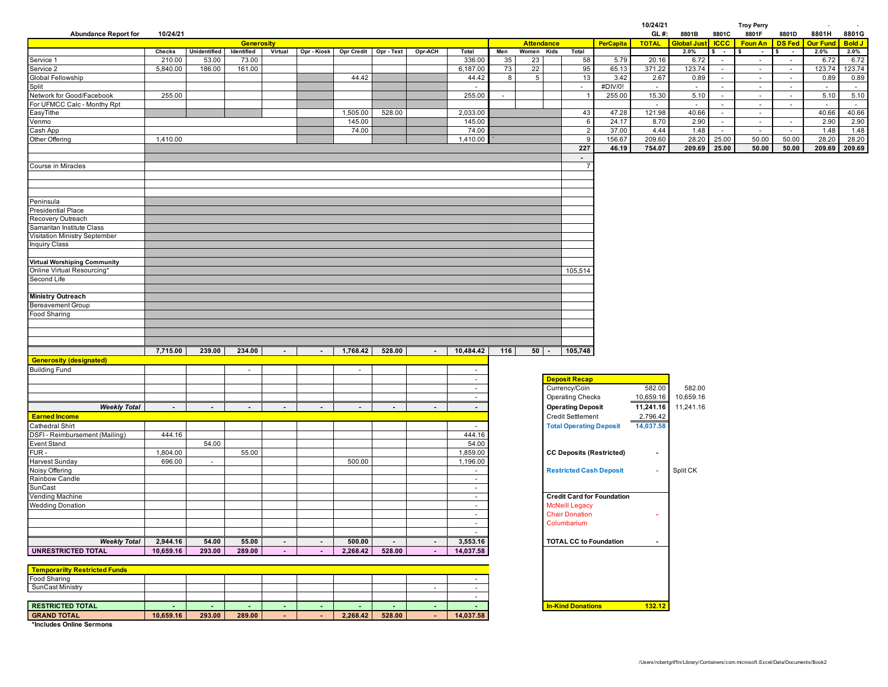**Abundance Report for** 10/24/21

| | Checks | Unidentified | Identified | Virtual | Opr - Kiosk | Opr Credit | Opr - Text | Opr-ACH | Total | Men | Women | Kids | Total | PerCapita | TOTAL | Global Just | ICCC | Foun An | DS Fed | Our Fund | Bold J |
|---|---|---|---|---|---|---|---|---|---|---|---|---|---|---|---|---|---|---|---|---|---|
| | Generosity | | | | | | | | | Attendance | | | | | GL #: 10/24/21 | 8801B | 8801C | 8801F Troy Perry | 8801D | 8801H - | 8801G - |
| | | | | | | | | | | | | | | | | 2.0% | $ - | $ - | $ - | 2.0% | 2.0% |
| Service 1 | 210.00 | 53.00 | 73.00 | | | | | | 336.00 | 35 | 23 | | 58 | 5.79 | 20.16 | 6.72 | - | - | - | 6.72 | 6.72 |
| Service 2 | 5,840.00 | 186.00 | 161.00 | | | | | | 6,187.00 | 73 | 22 | | 95 | 65.13 | 371.22 | 123.74 | - | - | - | 123.74 | 123.74 |
| Global Fellowship | | | | | | 44.42 | | | 44.42 | 8 | 5 | | 13 | 3.42 | 2.67 | 0.89 | - | - | - | 0.89 | 0.89 |
| Split | | | | | | | | | - | | | | - | #DIV/0! | - | - | - | - | - | - | - |
| Network for Good/Facebook | 255.00 | | | | | | | | 255.00 | - | | | 1 | 255.00 | 15.30 | 5.10 | - | - | - | 5.10 | 5.10 |
| For UFMCC Calc - Monthy Rpt | | | | | | | | | | | | | | | - | - | - | - | - | - | - |
| EasyTithe | | | | | | 1,505.00 | 528.00 | | 2,033.00 | | | | 43 | 47.28 | 121.98 | 40.66 | - | - | | 40.66 | 40.66 |
| Venmo | | | | | | 145.00 | | | 145.00 | | | | 6 | 24.17 | 8.70 | 2.90 | - | - | - | 2.90 | 2.90 |
| Cash App | | | | | | 74.00 | | | 74.00 | | | | 2 | 37.00 | 4.44 | 1.48 | - | - | - | 1.48 | 1.48 |
| Other Offering | 1,410.00 | | | | | | | | 1,410.00 | | | | 9 | 156.67 | 209.60 | 28.20 | 25.00 | 50.00 | 50.00 | 28.20 | 28.20 |
| | | | | | | | | | | | | | 227 | 46.19 | 754.07 | 209.69 | 25.00 | 50.00 | 50.00 | 209.69 | 209.69 |
| | | | | | | | | | | | | | - | | | | | | | | |
| Course in Miracles | | | | | | | | | | | | | 7 | | | | | | | | |
| Peninsula | | | | | | | | | | | | | | | | | | | | | |
| Presidential Place | | | | | | | | | | | | | | | | | | | | | |
| Recovery Outreach | | | | | | | | | | | | | | | | | | | | | |
| Samaritan Institute Class | | | | | | | | | | | | | | | | | | | | | |
| Visitation Ministry September | | | | | | | | | | | | | | | | | | | | | |
| Inquiry Class | | | | | | | | | | | | | | | | | | | | | |
| **Virtual Worshiping Community** | | | | | | | | | | | | | | | | | | | | | |
| Online Virtual Resourcing* | | | | | | | | | | | | | 105,514 | | | | | | | | |
| Second Life | | | | | | | | | | | | | | | | | | | | | |
| **Ministry Outreach** | | | | | | | | | | | | | | | | | | | | | |
| Bereavement Group | | | | | | | | | | | | | | | | | | | | | |
| Food Sharing | | | | | | | | | | | | | | | | | | | | | |
| | **7,715.00** | **239.00** | **234.00** | **-** | **-** | **1,768.42** | **528.00** | **-** | **10,484.42** | **116** | **50** | **-** | **105,748** | | | | | | | | |

| | Checks | Unidentified | Identified | Virtual | Opr - Kiosk | Opr Credit | Opr - Text | Opr-ACH | Total |
|---|---|---|---|---|---|---|---|---|---|
| **Generosity (designated)** | | | | | | | | | |
| Building Fund | | | - | | | - | | | - |
| | | | | | | | | | - |
| | | | | | | | | | - |
| | | | | | | | | | - |
| ***Weekly Total*** | **-** | **-** | **-** | **-** | **-** | **-** | **-** | **-** | **-** |
| **Earned Income** | | | | | | | | | |
| Cathedral Shirt | | | | | | | | | - |
| DSFI - Reimbursement (Mailing) | 444.16 | | | | | | | | 444.16 |
| Event Stand | | 54.00 | | | | | | | 54.00 |
| FUR - | 1,804.00 | | 55.00 | | | | | | 1,859.00 |
| Harvest Sunday | 696.00 | - | | | | 500.00 | | | 1,196.00 |
| Noisy Offering | | | | | | | | | - |
| Rainbow Candle | | | | | | | | | - |
| SunCast | | | | | | | | | - |
| Vending Machine | | | | | | | | | - |
| Wedding Donation | | | | | | | | | - |
| | | | | | | | | | - |
| | | | | | | | | | - |
| | | | | | | | | | - |
| ***Weekly Total*** | **2,944.16** | **54.00** | **55.00** | **-** | **-** | **500.00** | **-** | **-** | **3,553.16** |
| **UNRESTRICTED TOTAL** | **10,659.16** | **293.00** | **289.00** | **-** | **-** | **2,268.42** | **528.00** | **-** | **14,037.58** |
| **Temporarilty Restricted Funds** | | | | | | | | | |
| Food Sharing | | | | | | | | | - |
| SunCast Ministry | | | | | | | | - | - |
| | | | | | | | | | - |
| **RESTRICTED TOTAL** | **-** | **-** | **-** | **-** | **-** | **-** | **-** | **-** | **-** |
| **GRAND TOTAL** | **10,659.16** | **293.00** | **289.00** | **-** | **-** | **2,268.42** | **528.00** | **-** | **14,037.58** |

**\*Includes Online Sermons**

| **Deposit Recap** | | |
|---|---|---|
| Currency/Coin | 582.00 | 582.00 |
| Operating Checks | 10,659.16 | 10,659.16 |
| **Operating Deposit** | **11,241.16** | 11,241.16 |
| Credit Settlement | 2,796.42 | |
| **Total Operating Deposit** | **14,037.58** | |
| **CC Deposits (Restricted)** | **-** | |
| **Restricted Cash Deposit** | **-** | Split CK |
| **Credit Card for Foundation** | | |
| McNeill Legacy | | |
| Chair Donation | - | |
| Columbarium | | |
| **TOTAL CC to Foundation** | **-** | |
| **In-Kind Donations** | **132.12** | |